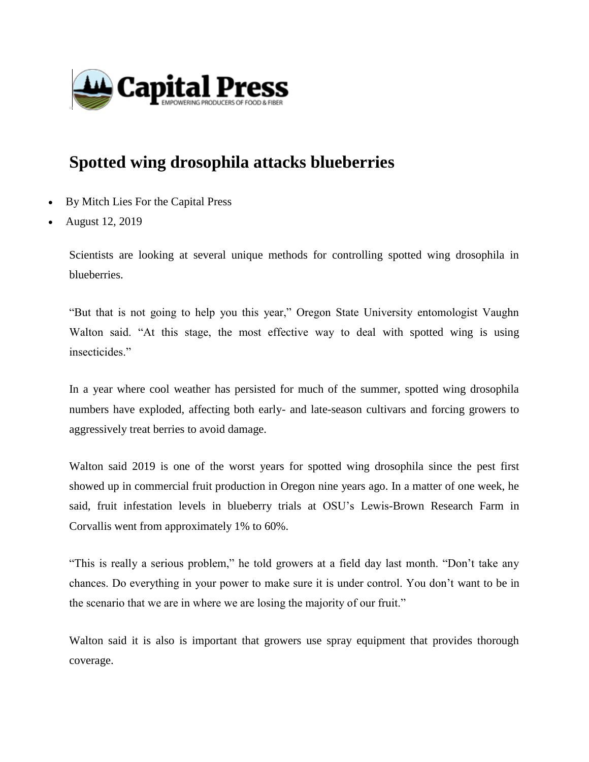Capital Press
EMPOWERING PRODUCERS OF FOOD & FIBER

# Spotted wing drosophila attacks blueberries

- By Mitch Lies For the Capital Press
- August 12, 2019

Scientists are looking at several unique methods for controlling spotted wing drosophila in blueberries.

"But that is not going to help you this year," Oregon State University entomologist Vaughn Walton said. "At this stage, the most effective way to deal with spotted wing is using insecticides."

In a year where cool weather has persisted for much of the summer, spotted wing drosophila numbers have exploded, affecting both early- and late-season cultivars and forcing growers to aggressively treat berries to avoid damage.

Walton said 2019 is one of the worst years for spotted wing drosophila since the pest first showed up in commercial fruit production in Oregon nine years ago. In a matter of one week, he said, fruit infestation levels in blueberry trials at OSU's Lewis-Brown Research Farm in Corvallis went from approximately 1% to 60%.

"This is really a serious problem," he told growers at a field day last month. "Don't take any chances. Do everything in your power to make sure it is under control. You don't want to be in the scenario that we are in where we are losing the majority of our fruit."

Walton said it is also is important that growers use spray equipment that provides thorough coverage.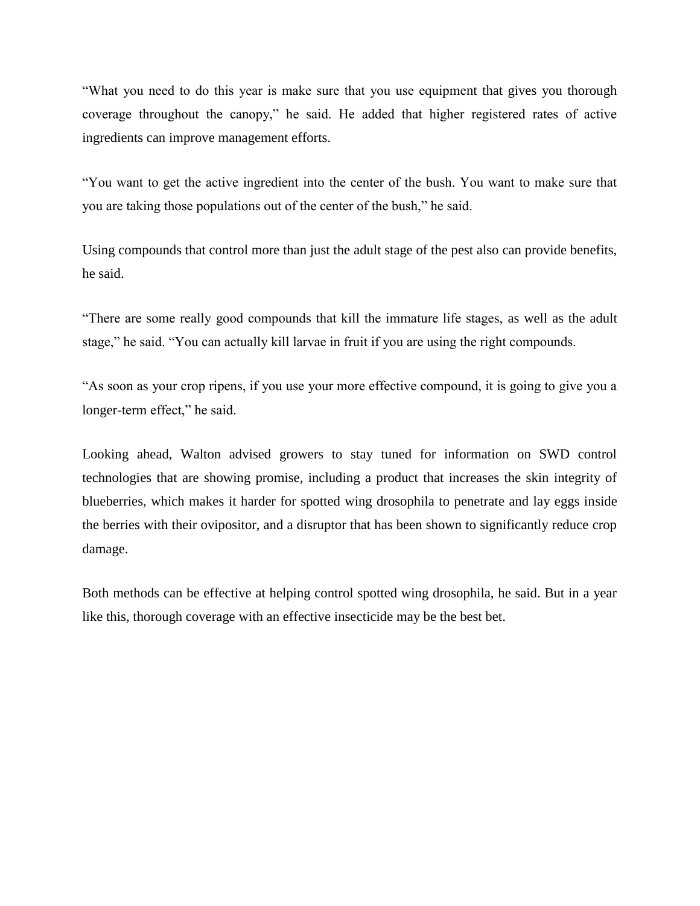“What you need to do this year is make sure that you use equipment that gives you thorough coverage throughout the canopy,” he said. He added that higher registered rates of active ingredients can improve management efforts.

“You want to get the active ingredient into the center of the bush. You want to make sure that you are taking those populations out of the center of the bush,” he said.

Using compounds that control more than just the adult stage of the pest also can provide benefits, he said.

“There are some really good compounds that kill the immature life stages, as well as the adult stage,” he said. “You can actually kill larvae in fruit if you are using the right compounds.

“As soon as your crop ripens, if you use your more effective compound, it is going to give you a longer-term effect,” he said.

Looking ahead, Walton advised growers to stay tuned for information on SWD control technologies that are showing promise, including a product that increases the skin integrity of blueberries, which makes it harder for spotted wing drosophila to penetrate and lay eggs inside the berries with their ovipositor, and a disruptor that has been shown to significantly reduce crop damage.

Both methods can be effective at helping control spotted wing drosophila, he said. But in a year like this, thorough coverage with an effective insecticide may be the best bet.